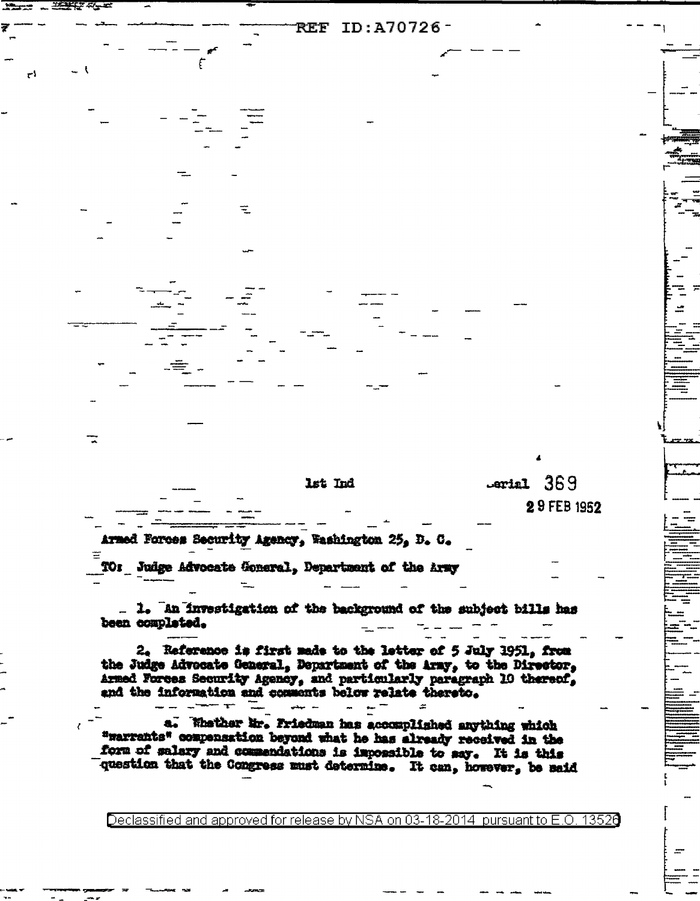REF ID:A70726

1st Ind Serial 369

29 FEB 1952

Armed Forces Security Agency, Washington 25, D. C.

TO: Judge Advocate General, Department of the Army

1. An investigation of the background of the subject bills has been completed.

2. Reference is first made to the letter of 5 July 1951, from the Judge Advocate General, Department of the Army, to the Director, Armed Forces Security Agency, and particularly paragraph 10 thereof, and the information and comments below relate thereto.

a. Whether Mr. Friedman has accomplished anything which "warrants" compensation beyond what he has already received in the form of salary and commendations is impossible to say. It is this question that the Congress must determine. It can, however, be said

Declassified and approved for release by NSA on 03-18-2014 pursuant to E.O. 13526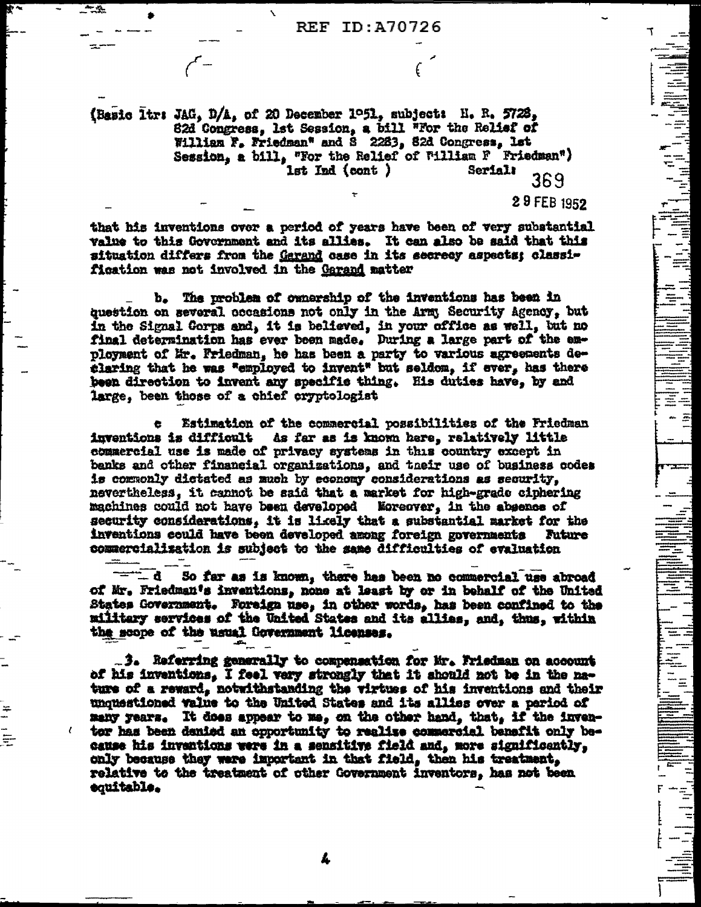(Basic ltr: JAG, D/A, of 20 December 1951, subject: H. R. 5728, 82d Congress, 1st Session, a bill "For the Relief of William F. Friedman" and S 2283, 82d Congress, 1st Session, a bill, "For the Relief of William F Friedman")
1st Ind (cont ) Serial: 369

29 FEB 1952

that his inventions over a period of years have been of very substantial value to this Government and its allies. It can also be said that this situation differs from the Garand case in its secrecy aspects; classification was not involved in the Garand matter

b. The problem of ownership of the inventions has been in question on several occasions not only in the Army Security Agency, but in the Signal Corps and, it is believed, in your office as well, but no final determination has ever been made. During a large part of the employment of Mr. Friedman, he has been a party to various agreements declaring that he was "employed to invent" but seldom, if ever, has there been direction to invent any specific thing. His duties have, by and large, been those of a chief cryptologist

c Estimation of the commercial possibilities of the Friedman inventions is difficult As far as is known here, relatively little commercial use is made of privacy systems in this country except in banks and other financial organizations, and their use of business codes is commonly dictated as much by economy considerations as security, nevertheless, it cannot be said that a market for high-grade ciphering machines could not have been developed Moreover, in the absence of security considerations, it is likely that a substantial market for the inventions could have been developed among foreign governments Future commercialization is subject to the same difficulties of evaluation

d So far as is known, there has been no commercial use abroad of Mr. Friedman's inventions, none at least by or in behalf of the United States Government. Foreign use, in other words, has been confined to the military services of the United States and its allies, and, thus, within the scope of the usual Government licenses.

3. Referring generally to compensation for Mr. Friedman on account of his inventions, I feel very strongly that it should not be in the nature of a reward, notwithstanding the virtues of his inventions and their unquestioned value to the United States and its allies over a period of many years. It does appear to me, on the other hand, that, if the inventor has been denied an opportunity to realize commercial benefit only because his inventions were in a sensitive field and, more significantly, only because they were important in that field, then his treatment, relative to the treatment of other Government inventors, has not been equitable.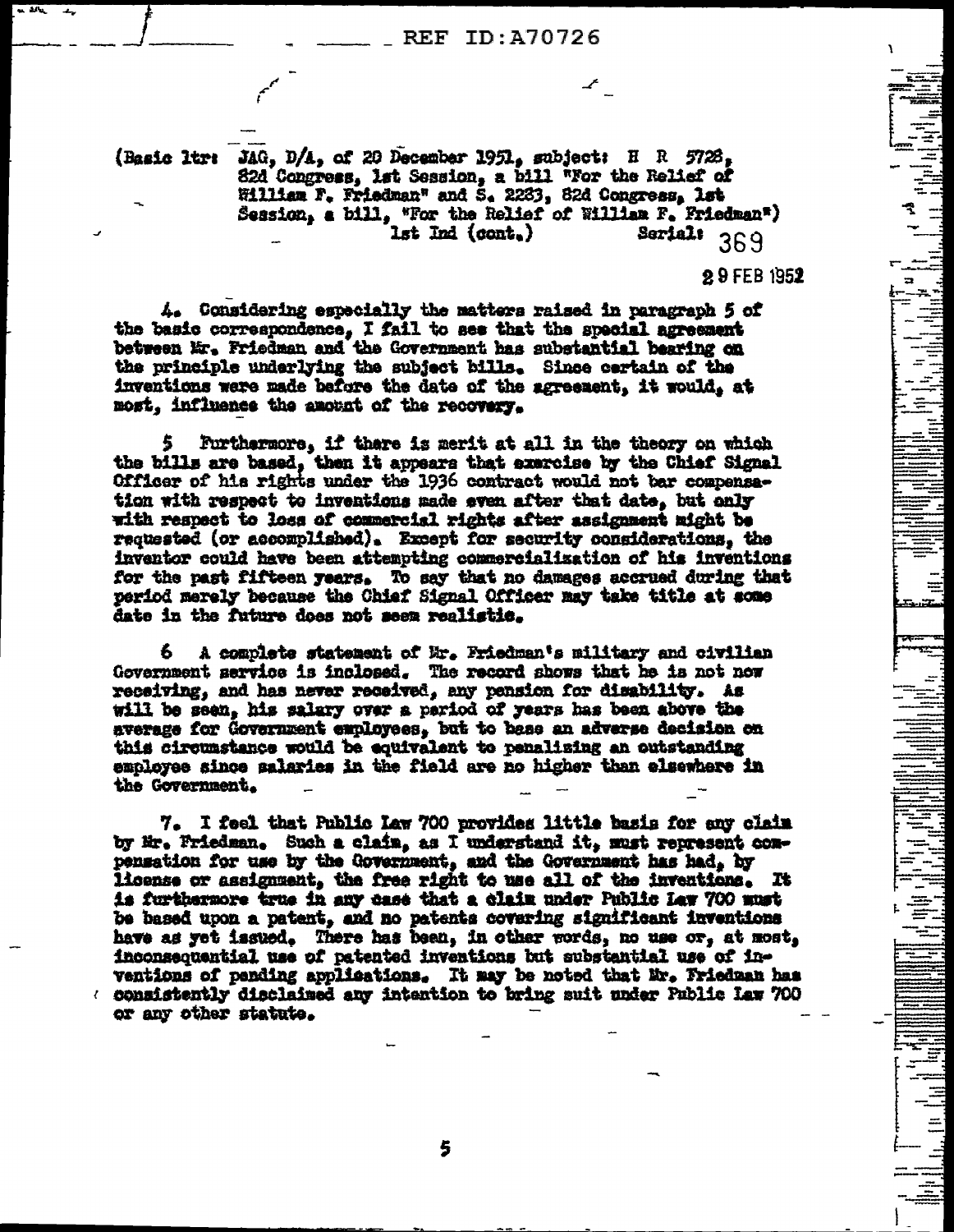(Basic ltr: JAG, D/A, of 20 December 1951, subject: H R 5728, 82d Congress, 1st Session, a bill "For the Relief of William F. Friedman" and S. 2283, 82d Congress, 1st Session, a bill, "For the Relief of William F. Friedman")
1st Ind (cont.) Serial: 369

29 FEB 1952

4. Considering especially the matters raised in paragraph 5 of the basic correspondence, I fail to see that the special agreement between Mr. Friedman and the Government has substantial bearing on the principle underlying the subject bills. Since certain of the inventions were made before the date of the agreement, it would, at most, influence the amount of the recovery.

5. Furthermore, if there is merit at all in the theory on which the bills are based, then it appears that exercise by the Chief Signal Officer of his rights under the 1936 contract would not bar compensation with respect to inventions made even after that date, but only with respect to loss of commercial rights after assignment might be requested (or accomplished). Except for security considerations, the inventor could have been attempting commercialization of his inventions for the past fifteen years. To say that no damages accrued during that period merely because the Chief Signal Officer may take title at some date in the future does not seem realistic.

6. A complete statement of Mr. Friedman's military and civilian Government service is inclosed. The record shows that he is not now receiving, and has never received, any pension for disability. As will be seen, his salary over a period of years has been above the average for Government employees, but to base an adverse decision on this circumstance would be equivalent to penalizing an outstanding employee since salaries in the field are no higher than elsewhere in the Government.

7. I feel that Public Law 700 provides little basis for any claim by Mr. Friedman. Such a claim, as I understand it, must represent compensation for use by the Government, and the Government has had, by license or assignment, the free right to use all of the inventions. It is furthermore true in any case that a claim under Public Law 700 must be based upon a patent, and no patents covering significant inventions have as yet issued. There has been, in other words, no use or, at most, inconsequential use of patented inventions but substantial use of inventions of pending applications. It may be noted that Mr. Friedman has consistently disclaimed any intention to bring suit under Public Law 700 or any other statute.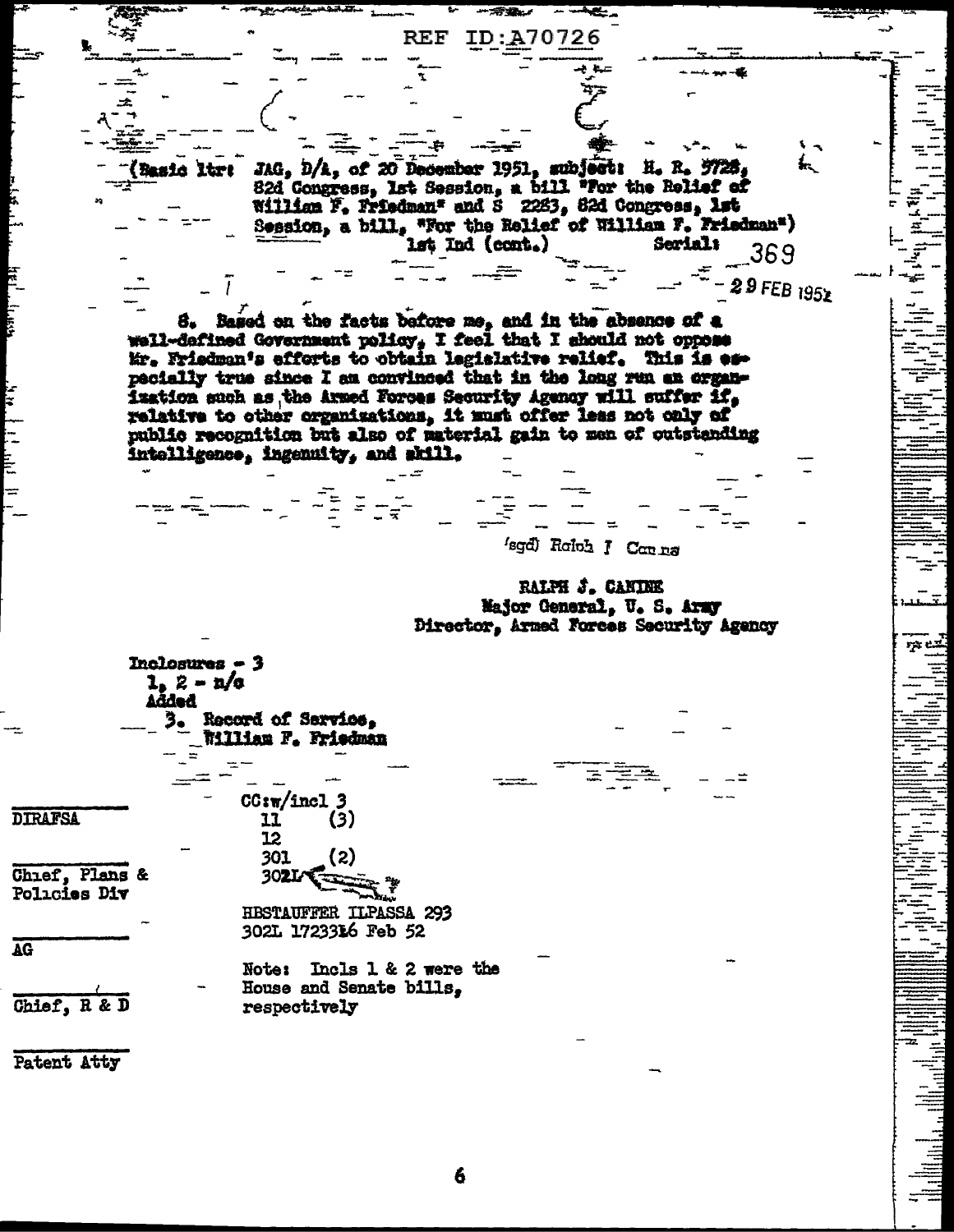REF ID:A70726

(Basic ltr: JAG, D/A, of 20 December 1951, subject: H. R. 5728, 82d Congress, 1st Session, a bill "For the Relief of William F. Friedman" and S 2283, 82d Congress, 1st Session, a bill, "For the Relief of William F. Friedman")
1st Ind (cont.) Serial: 369

29 FEB 1952

8. Based on the facts before me, and in the absence of a well-defined Government policy, I feel that I should not oppose Mr. Friedman's efforts to obtain legislative relief. This is especially true since I am convinced that in the long run an organization such as the Armed Forces Security Agency will suffer if, relative to other organizations, it must offer less not only of public recognition but also of material gain to men of outstanding intelligence, ingenuity, and skill.

(sgd) Ralph J Canine

RALPH J. CANINE
Major General, U. S. Army
Director, Armed Forces Security Agency

Inclosures - 3
1, 2 - n/c
Added
3. Record of Service, William F. Friedman

CC:w/incl 3
11 (3)
12
301 (2)
302L

HBSTAUFFER ILPASSA 293
302L 172331 6 Feb 52

Note: Incls 1 & 2 were the House and Senate bills, respectively

DIRAFSA

Chief, Plans & Policies Div

AG

Chief, R & D

Patent Atty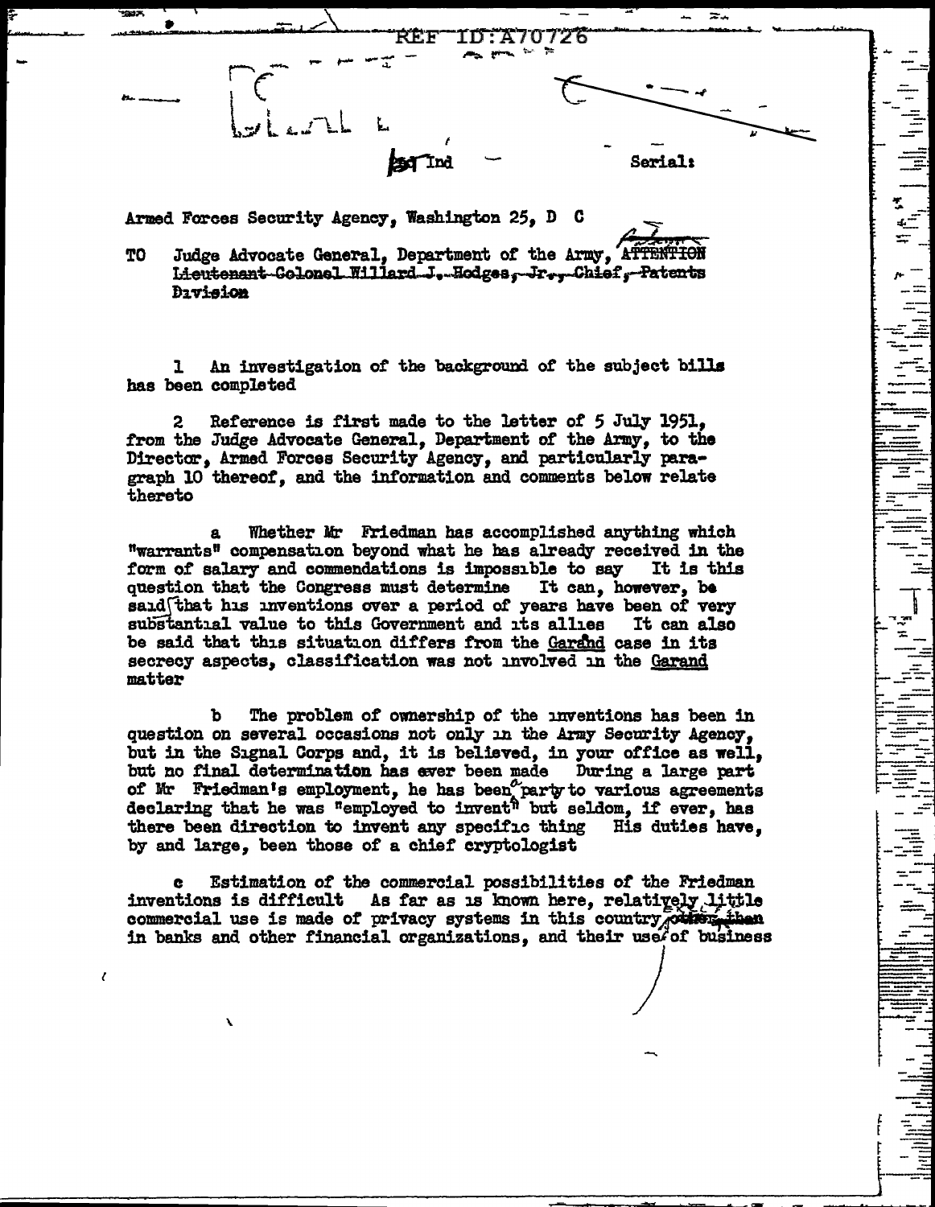REF ID:A70726

1st Ind Serial:

Armed Forces Security Agency, Washington 25, D C

TO Judge Advocate General, Department of the Army, ATTENTION ~~Lieutenant Colonel Willard J. Hodges, Jr., Chief, Patents Division~~

1 An investigation of the background of the subject bills has been completed

2 Reference is first made to the letter of 5 July 1951, from the Judge Advocate General, Department of the Army, to the Director, Armed Forces Security Agency, and particularly paragraph 10 thereof, and the information and comments below relate thereto

a Whether Mr Friedman has accomplished anything which "warrants" compensation beyond what he has already received in the form of salary and commendations is impossible to say It is this question that the Congress must determine It can, however, be said that his inventions over a period of years have been of very substantial value to this Government and its allies It can also be said that this situation differs from the Garand case in its secrecy aspects, classification was not involved in the Garand matter

b The problem of ownership of the inventions has been in question on several occasions not only in the Army Security Agency, but in the Signal Corps and, it is believed, in your office as well, but no final determination has ever been made During a large part of Mr Friedman's employment, he has been a party to various agreements declaring that he was "employed to invent" but seldom, if ever, has there been direction to invent any specific thing His duties have, by and large, been those of a chief cryptologist

c Estimation of the commercial possibilities of the Friedman inventions is difficult As far as is known here, relatively little commercial use is made of privacy systems in this country except in banks and other financial organizations, and their use of business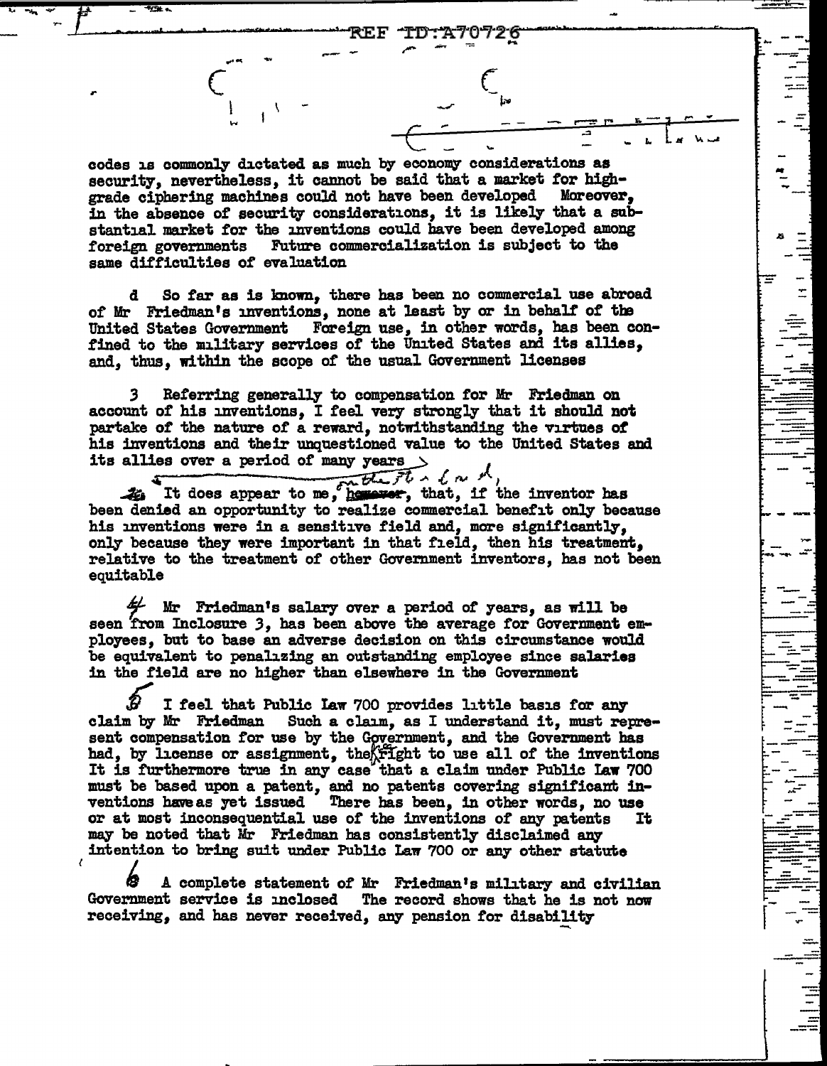codes is commonly dictated as much by economy considerations as security, nevertheless, it cannot be said that a market for high-grade ciphering machines could not have been developed Moreover, in the absence of security considerations, it is likely that a substantial market for the inventions could have been developed among foreign governments Future commercialization is subject to the same difficulties of evaluation

d So far as is known, there has been no commercial use abroad of Mr Friedman's inventions, none at least by or in behalf of the United States Government Foreign use, in other words, has been confined to the military services of the United States and its allies, and, thus, within the scope of the usual Government licenses

3 Referring generally to compensation for Mr Friedman on account of his inventions, I feel very strongly that it should not partake of the nature of a reward, notwithstanding the virtues of his inventions and their unquestioned value to the United States and its allies over a period of many years It does appear to me, on the other hand, that, if the inventor has been denied an opportunity to realize commercial benefit only because his inventions were in a sensitive field and, more significantly, only because they were important in that field, then his treatment, relative to the treatment of other Government inventors, has not been equitable

4 Mr Friedman's salary over a period of years, as will be seen from Inclosure 3, has been above the average for Government employees, but to base an adverse decision on this circumstance would be equivalent to penalizing an outstanding employee since salaries in the field are no higher than elsewhere in the Government

5 I feel that Public Law 700 provides little basis for any claim by Mr Friedman Such a claim, as I understand it, must represent compensation for use by the Government, and the Government has had, by license or assignment, the right to use all of the inventions It is furthermore true in any case that a claim under Public Law 700 must be based upon a patent, and no patents covering significant inventions have as yet issued There has been, in other words, no use or at most inconsequential use of the inventions of any patents It may be noted that Mr Friedman has consistently disclaimed any intention to bring suit under Public Law 700 or any other statute

6 A complete statement of Mr Friedman's military and civilian Government service is inclosed The record shows that he is not now receiving, and has never received, any pension for disability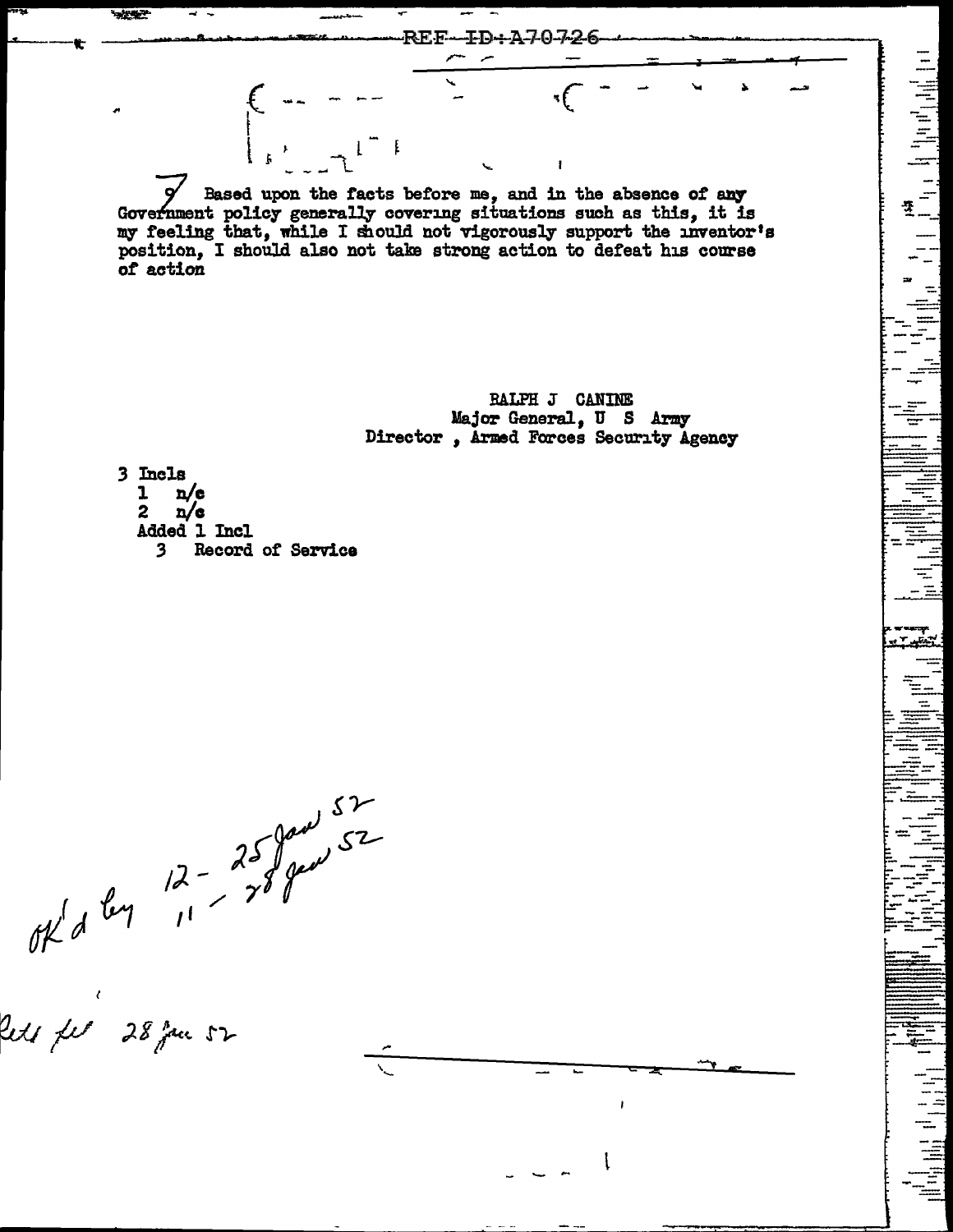REF ID:A70726

9 Based upon the facts before me, and in the absence of any Government policy generally covering situations such as this, it is my feeling that, while I should not vigorously support the inventor's position, I should also not take strong action to defeat his course of action

RALPH J CANINE
Major General, U S Army
Director , Armed Forces Security Agency

3 Incls
  1 n/c
  2 n/c
  Added 1 Incl
    3 Record of Service

OK'd by 12 - 25 Jan 52
        11 - 28 Jan 52

Letr fwd 28 Jan 52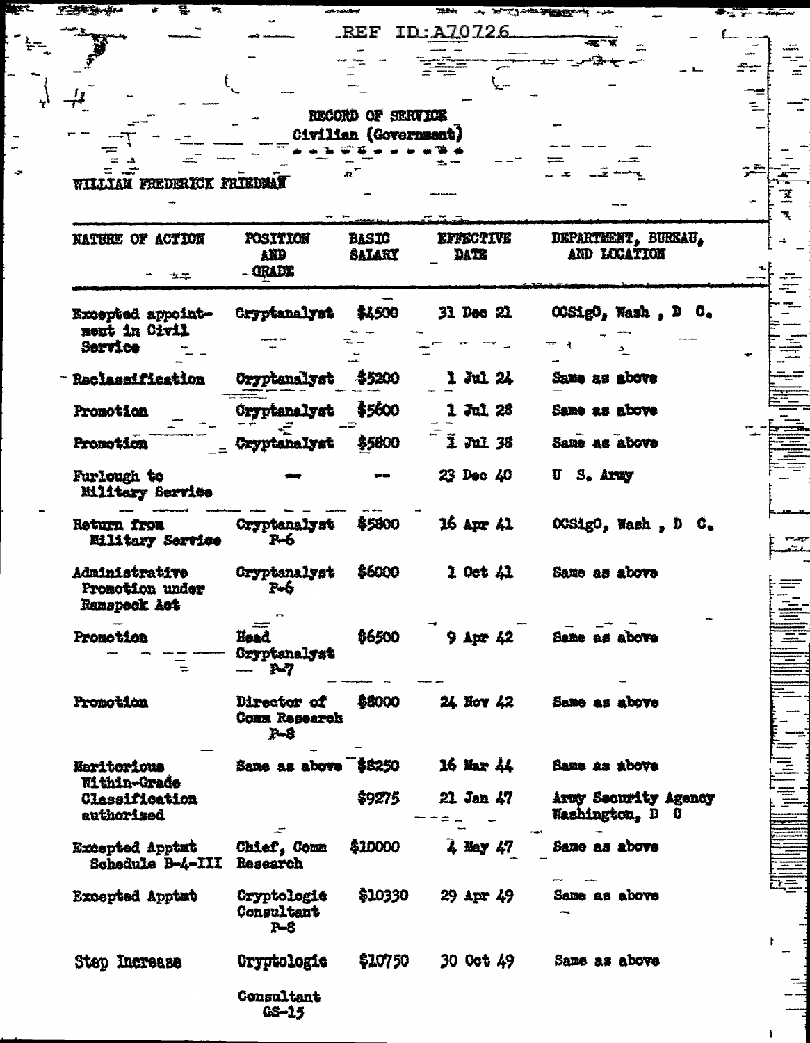REF ID:A70726

RECORD OF SERVICE
Civilian (Government)

WILLIAM FREDERICK FRIEDMAN

| NATURE OF ACTION | POSITION AND GRADE | BASIC SALARY | EFFECTIVE DATE | DEPARTMENT, BUREAU, AND LOCATION |
|---|---|---|---|---|
| Excepted appointment in Civil Service | Cryptanalyst | $4500 | 31 Dec 21 | OCSigO, Wash, D C. |
| Reclassification | Cryptanalyst | $5200 | 1 Jul 24 | Same as above |
| Promotion | Cryptanalyst | $5600 | 1 Jul 28 | Same as above |
| Promotion | Cryptanalyst | $5800 | 1 Jul 38 | Same as above |
| Furlough to Military Service | -- | -- | 23 Dec 40 | U S. Army |
| Return from Military Service | Cryptanalyst P-6 | $5800 | 16 Apr 41 | OCSigO, Wash, D C. |
| Administrative Promotion under Ramspeck Act | Cryptanalyst P-6 | $6000 | 1 Oct 41 | Same as above |
| Promotion | Head Cryptanalyst P-7 | $6500 | 9 Apr 42 | Same as above |
| Promotion | Director of Comm Research P-8 | $8000 | 24 Nov 42 | Same as above |
| Meritorious Within-Grade | Same as above | $8250 | 16 Mar 44 | Same as above |
| Classification authorized | | $9275 | 21 Jan 47 | Army Security Agency Washington, D C |
| Excepted Apptmt Schedule B-4-III | Chief, Comm Research | $10000 | 4 May 47 | Same as above |
| Excepted Apptmt | Cryptologic Consultant P-8 | $10330 | 29 Apr 49 | Same as above |
| Step Increase | Cryptologic Consultant GS-15 | $10750 | 30 Oct 49 | Same as above |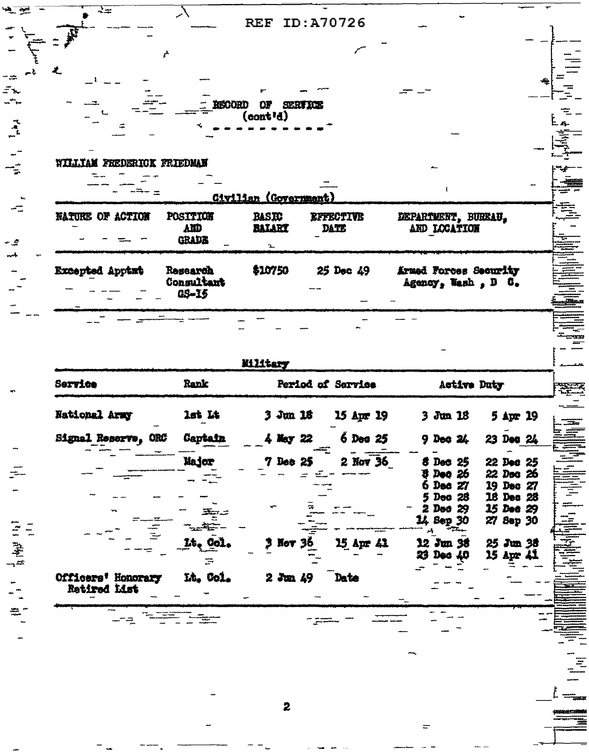REF ID:A70726

# RECORD OF SERVICE
(cont'd)

WILLIAM FREDERICK FRIEDMAN

## Civilian (Government)

| NATURE OF ACTION | POSITION AND GRADE | BASIC SALARY | EFFECTIVE DATE | DEPARTMENT, BUREAU, AND LOCATION |
|---|---|---|---|---|
| Excepted Apptmt | Research Consultant GS-15 | $10750 | 25 Dec 49 | Armed Forces Security Agency, Wash , D C. |

## Military

| Service | Rank | Period of Service | | Active Duty | |
|---|---|---|---|---|---|
| National Army | 1st Lt | 3 Jun 18 | 15 Apr 19 | 3 Jun 18 | 5 Apr 19 |
| Signal Reserve, ORC | Captain | 4 May 22 | 6 Dec 25 | 9 Dec 24 | 23 Dec 24 |
| | Major | 7 Dec 25 | 2 Nov 36 | 8 Dec 25 | 22 Dec 25 |
| | | | | 8 Dec 26 | 22 Dec 26 |
| | | | | 6 Dec 27 | 19 Dec 27 |
| | | | | 5 Dec 28 | 18 Dec 28 |
| | | | | 2 Dec 29 | 15 Dec 29 |
| | | | | 14 Sep 30 | 27 Sep 30 |
| | Lt. Col. | 3 Nov 36 | 15 Apr 41 | 12 Jun 38 | 25 Jun 38 |
| | | | | 23 Dec 40 | 15 Apr 41 |
| Officers' Honorary Retired List | Lt. Col. | 2 Jun 49 | Date | | |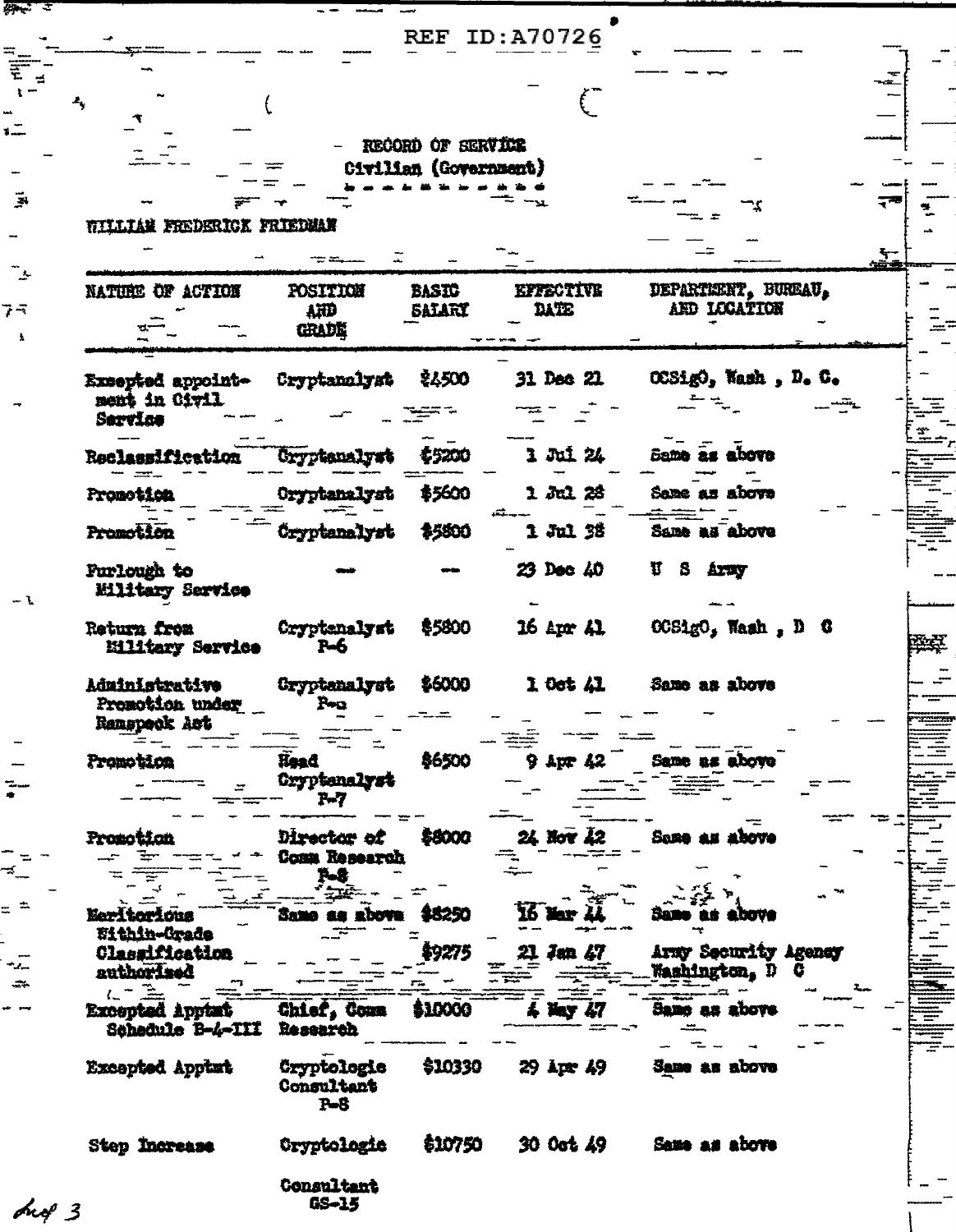REF ID:A70726

RECORD OF SERVICE
Civilian (Government)

WILLIAM FREDERICK FRIEDMAN

| NATURE OF ACTION | POSITION AND GRADE | BASIC SALARY | EFFECTIVE DATE | DEPARTMENT, BUREAU, AND LOCATION |
|---|---|---|---|---|
| Excepted appointment in Civil Service | Cryptanalyst | $4500 | 31 Dec 21 | OCSigO, Wash , D. C. |
| Reclassification | Cryptanalyst | $5200 | 1 Jul 24 | Same as above |
| Promotion | Cryptanalyst | $5600 | 1 Jul 28 | Same as above |
| Promotion | Cryptanalyst | $5800 | 1 Jul 38 | Same as above |
| Furlough to Military Service | — | — | 23 Dec 40 | U S Army |
| Return from Military Service | Cryptanalyst P-6 | $5800 | 16 Apr 41 | OCSigO, Wash , D C |
| Administrative Promotion under Ramspeck Act | Cryptanalyst P-6 | $6000 | 1 Oct 41 | Same as above |
| Promotion | Head Cryptanalyst P-7 | $6500 | 9 Apr 42 | Same as above |
| Promotion | Director of Comm Research P-8 | $8000 | 24 Nov 42 | Same as above |
| Meritorious Within-Grade Classification authorized | Same as above | $8250 | 16 Mar 44 | Same as above |
| | | $9275 | 21 Jan 47 | Army Security Agency Washington, D C |
| Excepted Apptmt Schedule B-4-III | Chief, Comm Research | $10000 | 4 May 47 | Same as above |
| Excepted Apptmt | Cryptologic Consultant P-8 | $10330 | 29 Apr 49 | Same as above |
| Step Increase | Cryptologic Consultant GS-15 | $10750 | 30 Oct 49 | Same as above |

Inc 3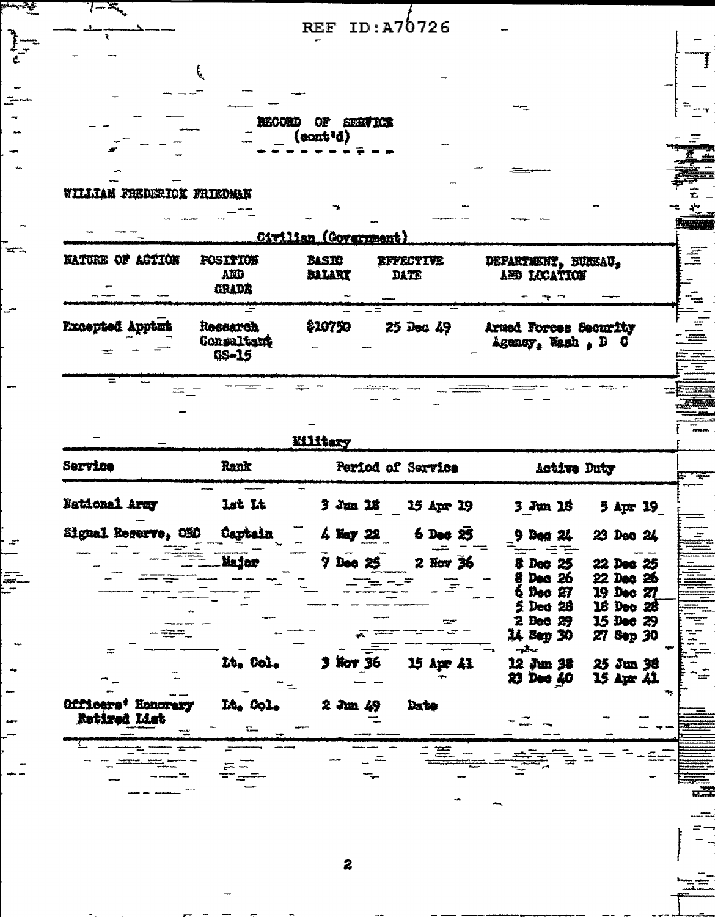REF ID:A70726

# RECORD OF SERVICE
(cont'd)

WILLIAM FREDERICK FRIEDMAN

## Civilian (Government)

| NATURE OF ACTION | POSITION AND GRADE | BASIC SALARY | EFFECTIVE DATE | DEPARTMENT, BUREAU, AND LOCATION |
|---|---|---|---|---|
| Excepted Apptmt | Research Consultant GS-15 | $10750 | 25 Dec 49 | Armed Forces Security Agency, Wash , D C |

## Military

| Service | Rank | Period of Service | | Active Duty | |
|---|---|---|---|---|---|
| National Army | 1st Lt | 3 Jun 18 | 15 Apr 19 | 3 Jun 18 | 5 Apr 19 |
| Signal Reserve, OSC | Captain | 4 May 22 | 6 Dec 25 | 9 Dec 24 | 23 Dec 24 |
| | Major | 7 Dec 25 | 2 Nov 36 | 8 Dec 25 | 22 Dec 25 |
| | | | | 8 Dec 26 | 22 Dec 26 |
| | | | | 6 Dec 27 | 19 Dec 27 |
| | | | | 5 Dec 28 | 18 Dec 28 |
| | | | | 2 Dec 29 | 15 Dec 29 |
| | | | | 14 Sep 30 | 27 Sep 30 |
| | Lt. Col. | 3 Nov 36 | 15 Apr 41 | 12 Jun 38 | 25 Jun 38 |
| | | | | 23 Dec 40 | 15 Apr 41 |
| Officers' Honorary Retired List | Lt. Col. | 2 Jun 49 | Date | | |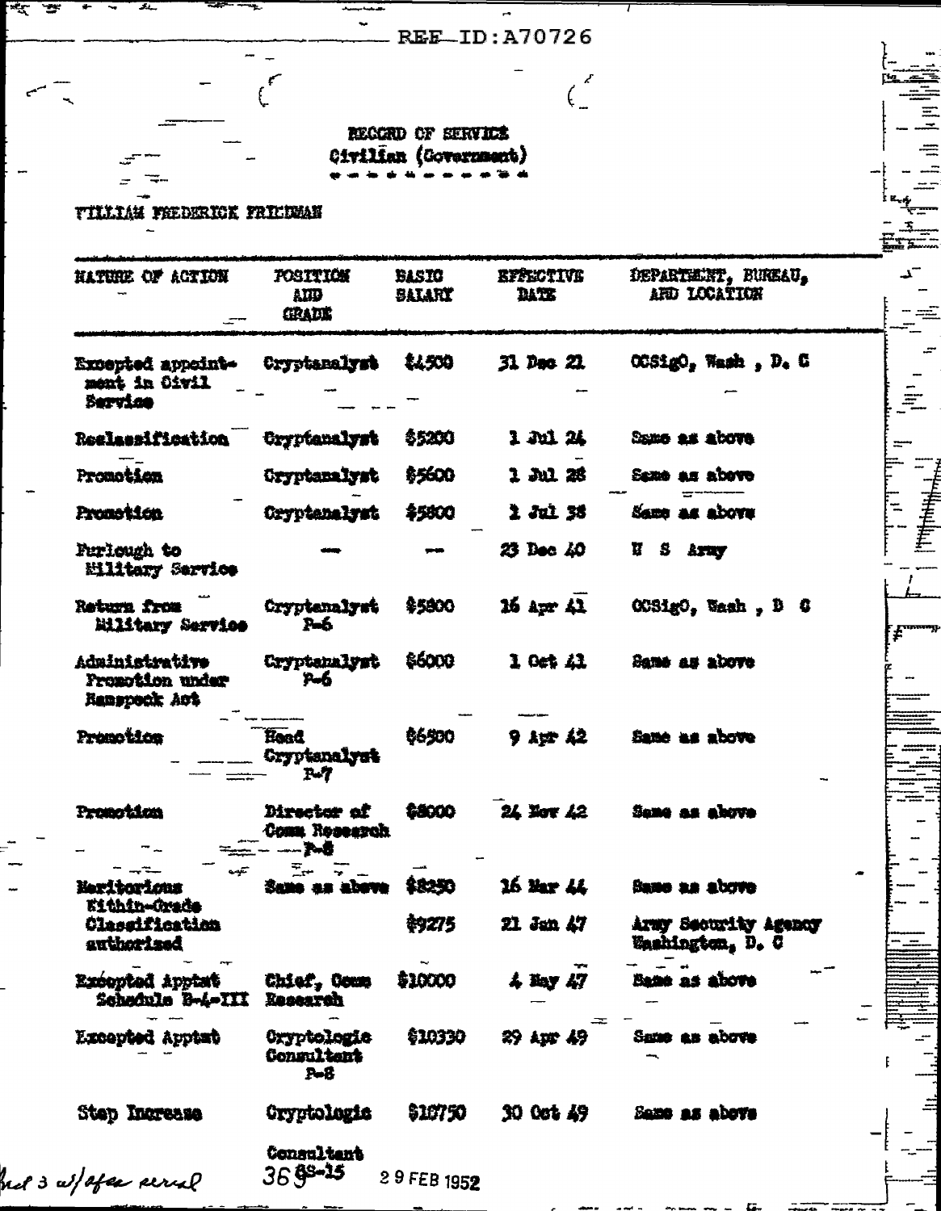REF ID:A70726

# RECORD OF SERVICE
## Civilian (Government)

WILLIAM FREDERICK FRIEDMAN

| NATURE OF ACTION | POSITION AND GRADE | BASIC SALARY | EFFECTIVE DATE | DEPARTMENT, BUREAU, AND LOCATION |
|---|---|---|---|---|
| Excepted appointment in Civil Service | Cryptanalyst | $4500 | 31 Dec 21 | OCSigO, Wash , D. C |
| Reclassification | Cryptanalyst | $5200 | 1 Jul 24 | Same as above |
| Promotion | Cryptanalyst | $5600 | 1 Jul 28 | Same as above |
| Promotion | Cryptanalyst | $5800 | 1 Jul 38 | Same as above |
| Furlough to Military Service | — | — | 23 Dec 40 | U S Army |
| Return from Military Service | Cryptanalyst P-6 | $5800 | 16 Apr 41 | OCSigO, Wash , D C |
| Administrative Promotion under Ramspeck Act | Cryptanalyst P-6 | $6000 | 1 Oct 41 | Same as above |
| Promotion | Head Cryptanalyst P-7 | $6500 | 9 Apr 42 | Same as above |
| Promotion | Director of Comm Research P-8 | $8000 | 24 Nov 42 | Same as above |
| Meritorious Within-Grade Classification authorized | Same as above | $8250 | 16 Mar 44 | Same as above |
| | | $9275 | 21 Jan 47 | Army Security Agency Washington, D. C |
| Excepted Apptmt Schedule B-4-III | Chief, Comm Research | $10000 | 4 May 47 | Same as above |
| Excepted Apptmt | Cryptologic Consultant P-8 | $10330 | 29 Apr 49 | Same as above |
| Step Increase | Cryptologic Consultant | $10750 | 30 Oct 49 | Same as above |

Incl 3 w/afsa serial 369 S-15 29 FEB 1952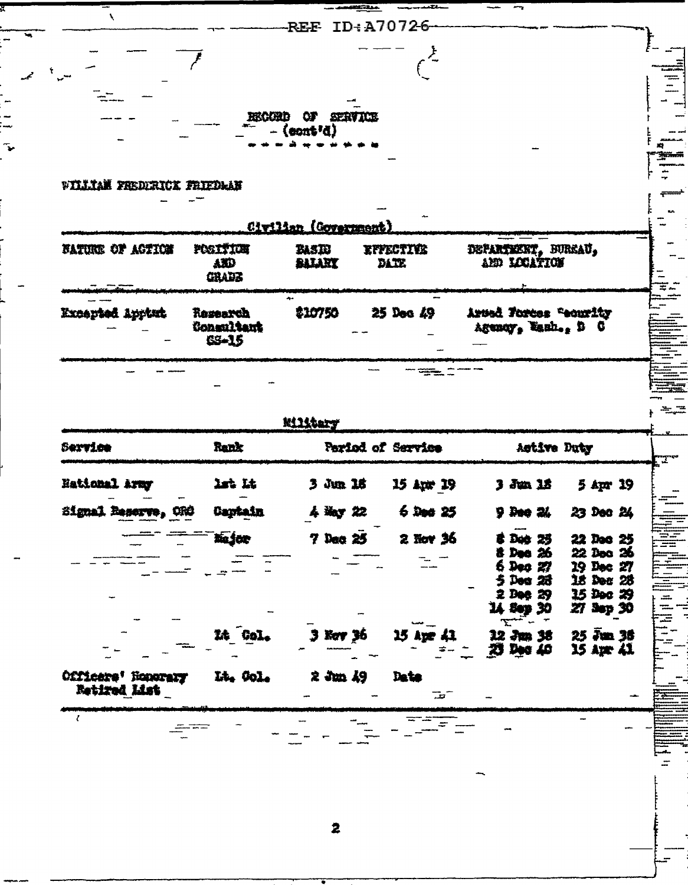REF ID:A70726

RECORD OF SERVICE
(cont'd)

WILLIAM FREDERICK FRIEDMAN

Civilian (Government)

| NATURE OF ACTION | POSITION AND GRADE | BASIC SALARY | EFFECTIVE DATE | DEPARTMENT, BUREAU, AND LOCATION |
|---|---|---|---|---|
| Excepted Apptmt | Research Consultant GS-15 | $10750 | 25 Dec 49 | Armed Forces Security Agency, Wash., D C |

Military

| Service | Rank | Period of Service | | Active Duty | |
|---|---|---|---|---|---|
| National Army | 1st Lt | 3 Jun 18 | 15 Apr 19 | 3 Jun 18 | 5 Apr 19 |
| Signal Reserve, ORC | Captain | 4 May 22 | 6 Dec 25 | 9 Dec 24 | 23 Dec 24 |
| | Major | 7 Dec 25 | 2 Nov 36 | 8 Dec 25 | 22 Dec 25 |
| | | | | 8 Dec 26 | 22 Dec 26 |
| | | | | 6 Dec 27 | 19 Dec 27 |
| | | | | 5 Dec 28 | 18 Dec 28 |
| | | | | 2 Dec 29 | 15 Dec 29 |
| | | | | 14 Sep 30 | 27 Sep 30 |
| | Lt Col. | 3 Nov 36 | 15 Apr 41 | 12 Jun 38 | 25 Jun 38 |
| | | | | 23 Dec 40 | 15 Apr 41 |
| Officers' Honorary Retired List | Lt. Col. | 2 Jun 49 | Date | | |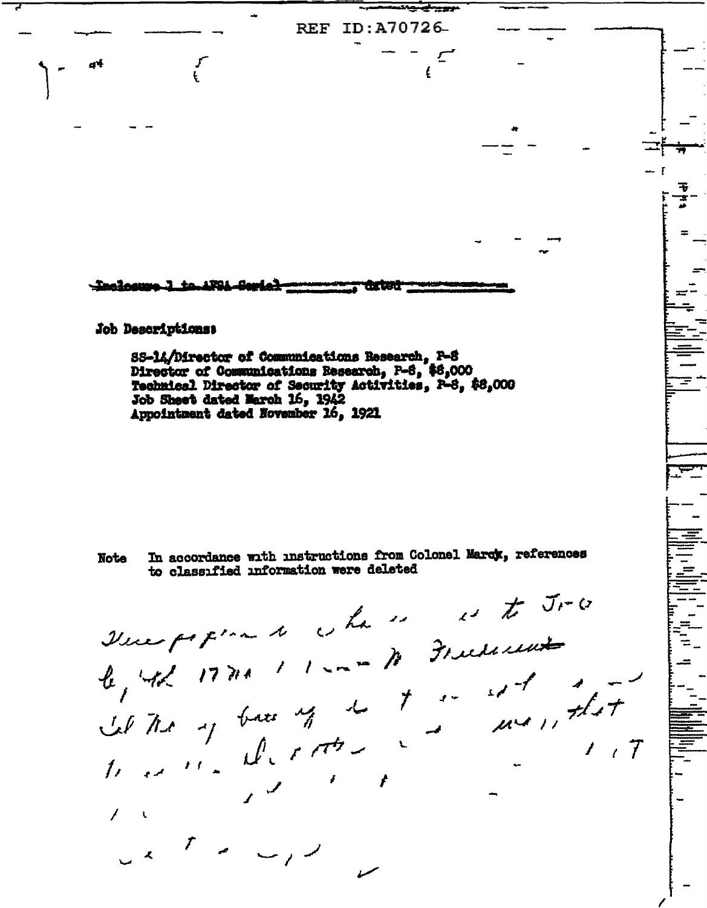REF ID:A70726

~~Inclosure 1 to AFSA Serial \_\_\_\_\_\_\_\_, dated \_\_\_\_\_\_\_\_~~

**Job Descriptions:**

SS-14/Director of Communications Research, P-8
Director of Communications Research, P-8, $8,000
Technical Director of Security Activities, P-8, $8,000
Job Sheet dated March 16, 1942
Appointment dated November 16, 1921

**Note** In accordance with instructions from Colonel Marcy, references to classified information were deleted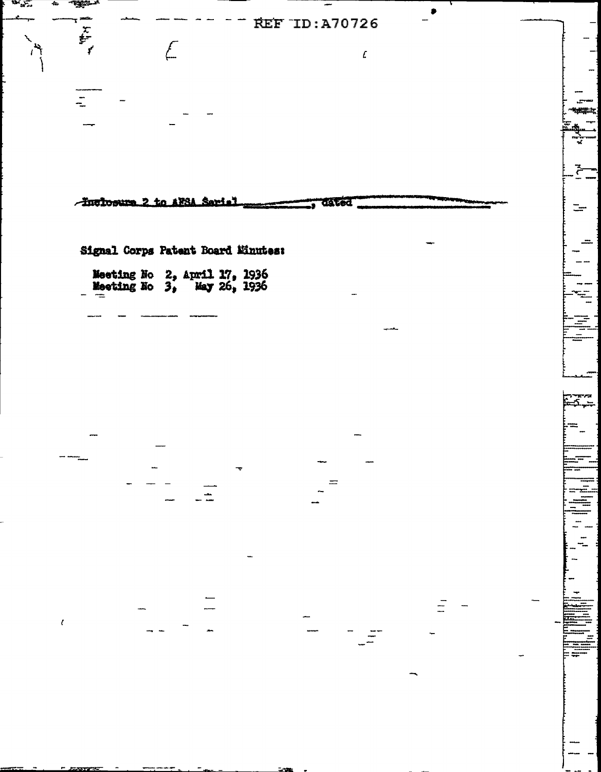Inclosure 2 to AFSA Serial \_\_\_\_\_\_\_\_\_\_, dated \_\_\_\_\_\_\_\_\_\_

Signal Corps Patent Board Minutes:

Meeting No 2, April 17, 1936
Meeting No 3, May 26, 1936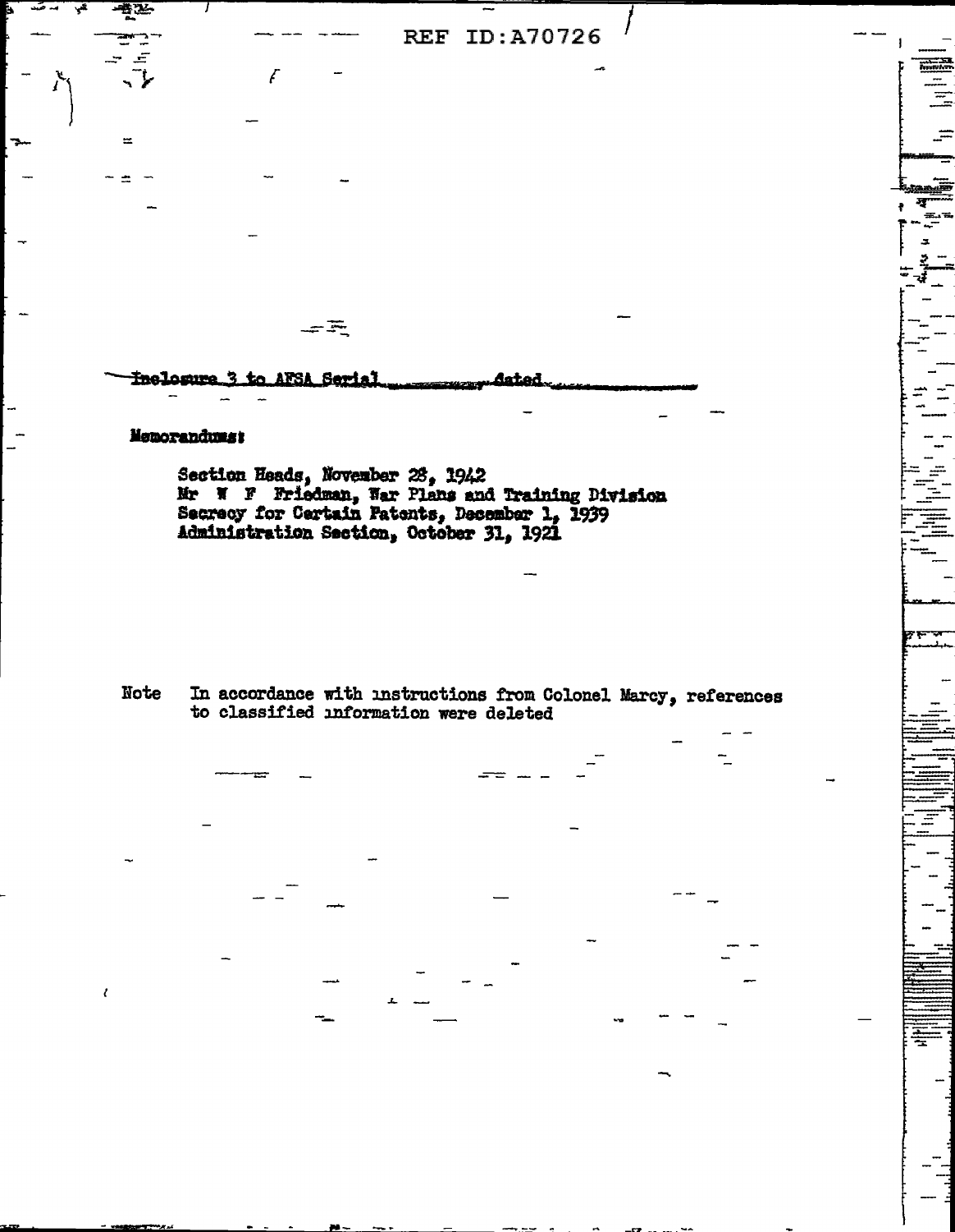Inclosure 3 to AFSA Serial ______ dated ______

**Memorandums:**

Section Heads, November 28, 1942
Mr W F Friedman, War Plans and Training Division
Secrecy for Certain Patents, December 1, 1939
Administration Section, October 31, 1921

Note In accordance with instructions from Colonel Marcy, references to classified information were deleted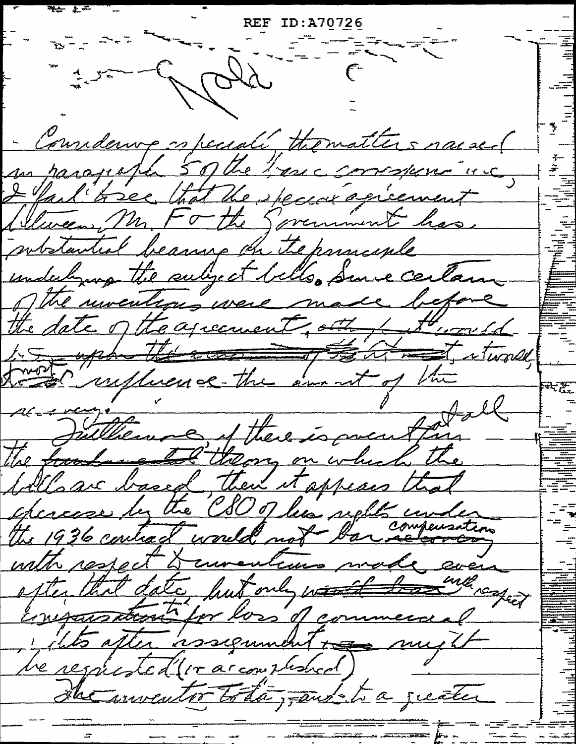REF ID:A70726

Void

Considering especially the matters raised in paragraph 5 of the Navy comments, i.e., I fail to see that the special agreement between Mr. F & the Government has substantial bearing on the principle underlying the subject bills. Since certain of the inventions were made before the date of the agreement, ~~although it would be upon the amount of the contract~~, it would, at most influence the amount of the recovery.

Furthermore, if there is merit at all in the ~~fundamental~~ theory on which the bills are based, then it appears that exercise by the CSO of his rights under the 1936 contract would not bar ~~recovery~~ compensation with respect to inventions made even after that date, but only ~~would bar~~ with respect to ~~compensation~~ for loss of commercial rights after assignment ~~was~~ might be requested (or accomplished).

The inventor today, and to a greater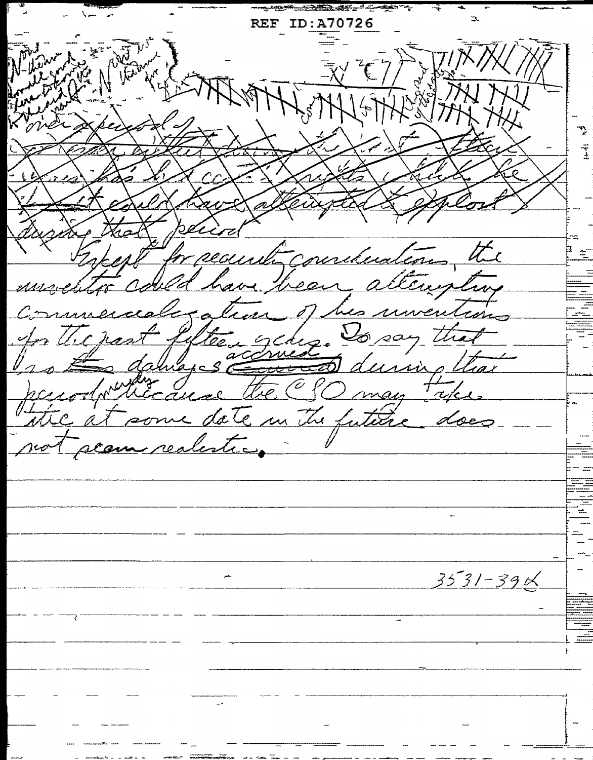REF ID:A70726

Except for security considerations, the inventor could have been attempting commercialization of his inventions for the past fifteen years. To say that no damages accrued during that period merely because the CSO may take title at some date in the future does not seem realistic.

3531-39